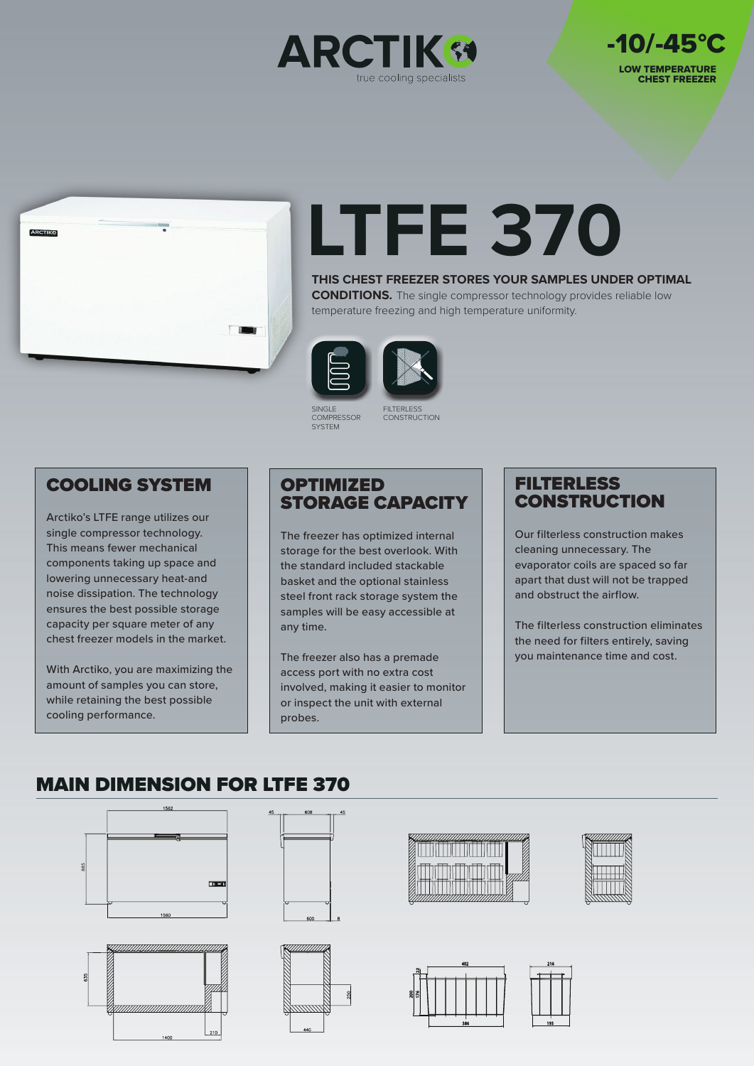ARCTIKO

true cooling specialists

**-10/-45°C**

**LOW TEMPERATURE CHEST FREEZER**

# LTFE 370

**THIS CHEST FREEZER STORES YOUR SAMPLES UNDER OPTIMAL CONDITIONS.** The single compressor technology provides reliable low temperature freezing and high temperature uniformity.

SINGLE COMPRESSOR SYSTEM

FILTERLESS CONSTRUCTION

## COOLING SYSTEM

Arctiko's LTFE range utilizes our single compressor technology. This means fewer mechanical components taking up space and lowering unnecessary heat-and noise dissipation. The technology ensures the best possible storage capacity per square meter of any chest freezer models in the market.

With Arctiko, you are maximizing the amount of samples you can store, while retaining the best possible cooling performance.

## OPTIMIZED STORAGE CAPACITY

The freezer has optimized internal storage for the best overlook. With the standard included stackable basket and the optional stainless steel front rack storage system the samples will be easy accessible at any time.

The freezer also has a premade access port with no extra cost involved, making it easier to monitor or inspect the unit with external probes.

## FILTERLESS CONSTRUCTION

Our filterless construction makes cleaning unnecessary. The evaporator coils are spaced so far apart that dust will not be trapped and obstruct the airflow.

The filterless construction eliminates the need for filters entirely, saving you maintenance time and cost.

## MAIN DIMENSION FOR LTFE 370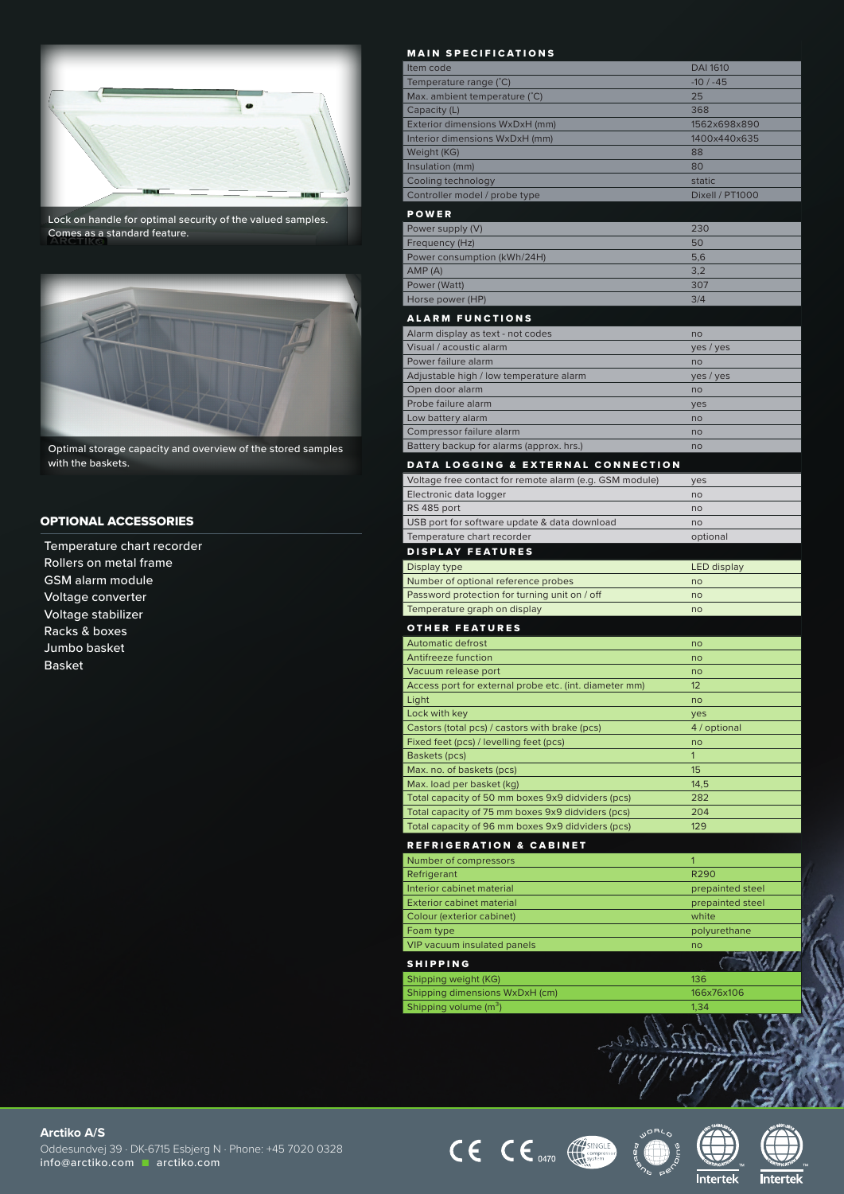Lock on handle for optimal security of the valued samples. Comes as a standard feature.

Optimal storage capacity and overview of the stored samples with the baskets.

## OPTIONAL ACCESSORIES

- Temperature chart recorder
- Rollers on metal frame
- GSM alarm module
- Voltage converter
- Voltage stabilizer
- Racks & boxes
- Jumbo basket
- Basket

## MAIN SPECIFICATIONS

| | |
|---|---|
| Item code | DAI 1610 |
| Temperature range (˚C) | -10 / -45 |
| Max. ambient temperature (˚C) | 25 |
| Capacity (L) | 368 |
| Exterior dimensions WxDxH (mm) | 1562x698x890 |
| Interior dimensions WxDxH (mm) | 1400x440x635 |
| Weight (KG) | 88 |
| Insulation (mm) | 80 |
| Cooling technology | static |
| Controller model / probe type | Dixell / PT1000 |

## POWER

| | |
|---|---|
| Power supply (V) | 230 |
| Frequency (Hz) | 50 |
| Power consumption (kWh/24H) | 5,6 |
| AMP (A) | 3,2 |
| Power (Watt) | 307 |
| Horse power (HP) | 3/4 |

## ALARM FUNCTIONS

| | |
|---|---|
| Alarm display as text - not codes | no |
| Visual / acoustic alarm | yes / yes |
| Power failure alarm | no |
| Adjustable high / low temperature alarm | yes / yes |
| Open door alarm | no |
| Probe failure alarm | yes |
| Low battery alarm | no |
| Compressor failure alarm | no |
| Battery backup for alarms (approx. hrs.) | no |

## DATA LOGGING & EXTERNAL CONNECTION

| | |
|---|---|
| Voltage free contact for remote alarm (e.g. GSM module) | yes |
| Electronic data logger | no |
| RS 485 port | no |
| USB port for software update & data download | no |
| Temperature chart recorder | optional |

## DISPLAY FEATURES

| | |
|---|---|
| Display type | LED display |
| Number of optional reference probes | no |
| Password protection for turning unit on / off | no |
| Temperature graph on display | no |

## OTHER FEATURES

| | |
|---|---|
| Automatic defrost | no |
| Antifreeze function | no |
| Vacuum release port | no |
| Access port for external probe etc. (int. diameter mm) | 12 |
| Light | no |
| Lock with key | yes |
| Castors (total pcs) / castors with brake (pcs) | 4 / optional |
| Fixed feet (pcs) / levelling feet (pcs) | no |
| Baskets (pcs) | 1 |
| Max. no. of baskets (pcs) | 15 |
| Max. load per basket (kg) | 14,5 |
| Total capacity of 50 mm boxes 9x9 didviders (pcs) | 282 |
| Total capacity of 75 mm boxes 9x9 didviders (pcs) | 204 |
| Total capacity of 96 mm boxes 9x9 didviders (pcs) | 129 |

## REFRIGERATION & CABINET

| | |
|---|---|
| Number of compressors | 1 |
| Refrigerant | R290 |
| Interior cabinet material | prepainted steel |
| Exterior cabinet material | prepainted steel |
| Colour (exterior cabinet) | white |
| Foam type | polyurethane |
| VIP vacuum insulated panels | no |

## SHIPPING

| | |
|---|---|
| Shipping weight (KG) | 136 |
| Shipping dimensions WxDxH (cm) | 166x76x106 |
| Shipping volume ($m^3$) | 1,34 |

**Arctiko A/S**
Oddesundvej 39 · DK-6715 Esbjerg N · Phone: +45 7020 0328
info@arctiko.com ■ arctiko.com